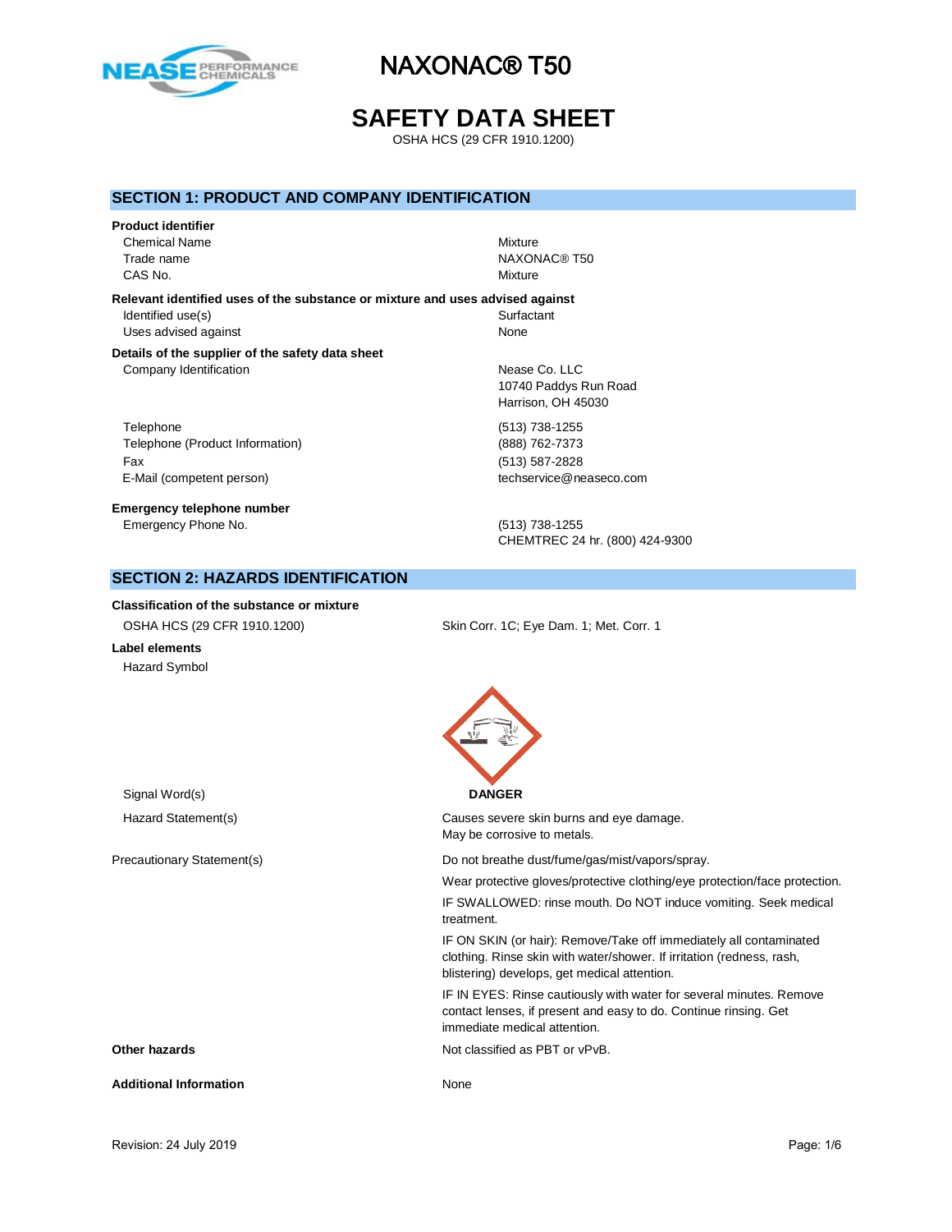# NAXONAC® T50

# SAFETY DATA SHEET

OSHA HCS (29 CFR 1910.1200)

## SECTION 1: PRODUCT AND COMPANY IDENTIFICATION

**Product identifier**

| | |
|---|---|
| Chemical Name | Mixture |
| Trade name | NAXONAC® T50 |
| CAS No. | Mixture |

**Relevant identified uses of the substance or mixture and uses advised against**

| | |
|---|---|
| Identified use(s) | Surfactant |
| Uses advised against | None |

**Details of the supplier of the safety data sheet**

| | |
|---|---|
| Company Identification | Nease Co. LLC<br>10740 Paddys Run Road<br>Harrison, OH 45030 |
| Telephone | (513) 738-1255 |
| Telephone (Product Information) | (888) 762-7373 |
| Fax | (513) 587-2828 |
| E-Mail (competent person) | techservice@neaseco.com |

**Emergency telephone number**

| | |
|---|---|
| Emergency Phone No. | (513) 738-1255<br>CHEMTREC 24 hr. (800) 424-9300 |

## SECTION 2: HAZARDS IDENTIFICATION

**Classification of the substance or mixture**

| | |
|---|---|
| OSHA HCS (29 CFR 1910.1200) | Skin Corr. 1C; Eye Dam. 1; Met. Corr. 1 |

**Label elements**

Hazard Symbol

Signal Word(s): **DANGER**

Hazard Statement(s):

Causes severe skin burns and eye damage.
May be corrosive to metals.

Precautionary Statement(s):

Do not breathe dust/fume/gas/mist/vapors/spray.

Wear protective gloves/protective clothing/eye protection/face protection.

IF SWALLOWED: rinse mouth. Do NOT induce vomiting. Seek medical treatment.

IF ON SKIN (or hair): Remove/Take off immediately all contaminated clothing. Rinse skin with water/shower. If irritation (redness, rash, blistering) develops, get medical attention.

IF IN EYES: Rinse cautiously with water for several minutes. Remove contact lenses, if present and easy to do. Continue rinsing. Get immediate medical attention.

**Other hazards**: Not classified as PBT or vPvB.

**Additional Information**: None

Revision: 24 July 2019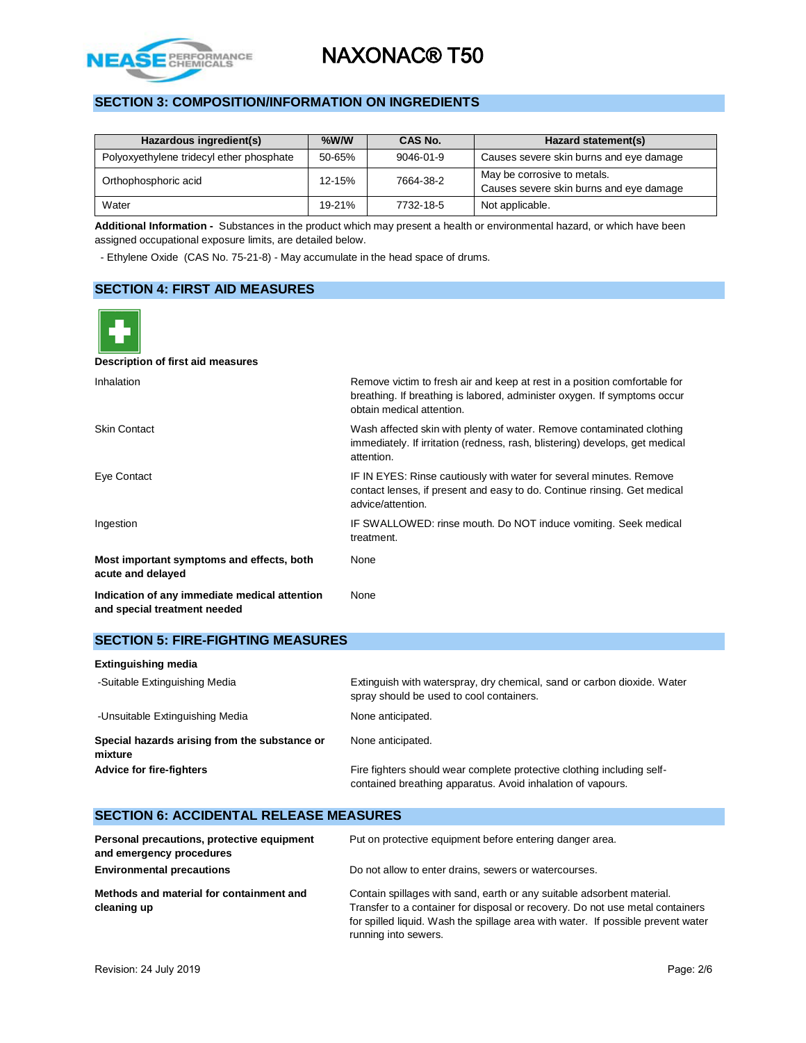## SECTION 3: COMPOSITION/INFORMATION ON INGREDIENTS

| Hazardous ingredient(s) | %W/W | CAS No. | Hazard statement(s) |
|---|---|---|---|
| Polyoxyethylene tridecyl ether phosphate | 50-65% | 9046-01-9 | Causes severe skin burns and eye damage |
| Orthophosphoric acid | 12-15% | 7664-38-2 | May be corrosive to metals. Causes severe skin burns and eye damage |
| Water | 19-21% | 7732-18-5 | Not applicable. |

**Additional Information -** Substances in the product which may present a health or environmental hazard, or which have been assigned occupational exposure limits, are detailed below.

- Ethylene Oxide (CAS No. 75-21-8) - May accumulate in the head space of drums.

## SECTION 4: FIRST AID MEASURES

**Description of first aid measures**

| | |
|---|---|
| Inhalation | Remove victim to fresh air and keep at rest in a position comfortable for breathing. If breathing is labored, administer oxygen. If symptoms occur obtain medical attention. |
| Skin Contact | Wash affected skin with plenty of water. Remove contaminated clothing immediately. If irritation (redness, rash, blistering) develops, get medical attention. |
| Eye Contact | IF IN EYES: Rinse cautiously with water for several minutes. Remove contact lenses, if present and easy to do. Continue rinsing. Get medical advice/attention. |
| Ingestion | IF SWALLOWED: rinse mouth. Do NOT induce vomiting. Seek medical treatment. |
| **Most important symptoms and effects, both acute and delayed** | None |
| **Indication of any immediate medical attention and special treatment needed** | None |

## SECTION 5: FIRE-FIGHTING MEASURES

**Extinguishing media**

| | |
|---|---|
| -Suitable Extinguishing Media | Extinguish with waterspray, dry chemical, sand or carbon dioxide. Water spray should be used to cool containers. |
| -Unsuitable Extinguishing Media | None anticipated. |
| **Special hazards arising from the substance or mixture** | None anticipated. |
| **Advice for fire-fighters** | Fire fighters should wear complete protective clothing including self-contained breathing apparatus. Avoid inhalation of vapours. |

## SECTION 6: ACCIDENTAL RELEASE MEASURES

| | |
|---|---|
| **Personal precautions, protective equipment and emergency procedures** | Put on protective equipment before entering danger area. |
| **Environmental precautions** | Do not allow to enter drains, sewers or watercourses. |
| **Methods and material for containment and cleaning up** | Contain spillages with sand, earth or any suitable adsorbent material. Transfer to a container for disposal or recovery. Do not use metal containers for spilled liquid. Wash the spillage area with water. If possible prevent water running into sewers. |

Revision: 24 July 2019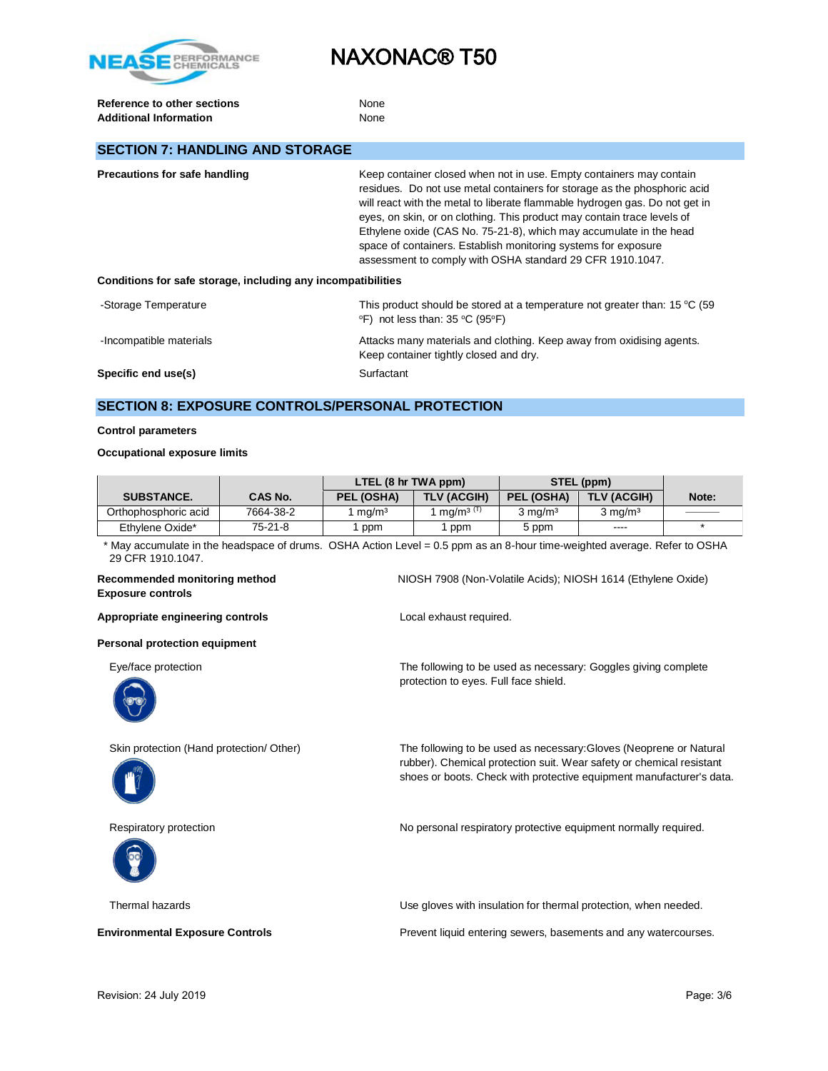| | |
|---|---|
| **Reference to other sections** | None |
| **Additional Information** | None |

## SECTION 7: HANDLING AND STORAGE

**Precautions for safe handling**

Keep container closed when not in use. Empty containers may contain residues. Do not use metal containers for storage as the phosphoric acid will react with the metal to liberate flammable hydrogen gas. Do not get in eyes, on skin, or on clothing. This product may contain trace levels of Ethylene oxide (CAS No. 75-21-8), which may accumulate in the head space of containers. Establish monitoring systems for exposure assessment to comply with OSHA standard 29 CFR 1910.1047.

**Conditions for safe storage, including any incompatibilities**

-Storage Temperature: This product should be stored at a temperature not greater than: 15 °C (59 °F) not less than: 35 °C (95°F)

-Incompatible materials: Attacks many materials and clothing. Keep away from oxidising agents. Keep container tightly closed and dry.

**Specific end use(s)**: Surfactant

## SECTION 8: EXPOSURE CONTROLS/PERSONAL PROTECTION

**Control parameters**

**Occupational exposure limits**

| SUBSTANCE. | CAS No. | LTEL (8 hr TWA ppm) | | STEL (ppm) | | Note: |
|---|---|---|---|---|---|---|
| | | PEL (OSHA) | TLV (ACGIH) | PEL (OSHA) | TLV (ACGIH) | |
| Orthophosphoric acid | 7664-38-2 | 1 mg/m³ | 1 mg/m³ (T) | 3 mg/m³ | 3 mg/m³ | ——— |
| Ethylene Oxide* | 75-21-8 | 1 ppm | 1 ppm | 5 ppm | ---- | * |

\* May accumulate in the headspace of drums. OSHA Action Level = 0.5 ppm as an 8-hour time-weighted average. Refer to OSHA 29 CFR 1910.1047.

**Recommended monitoring method**: NIOSH 7908 (Non-Volatile Acids); NIOSH 1614 (Ethylene Oxide)

**Exposure controls**

**Appropriate engineering controls**: Local exhaust required.

**Personal protection equipment**

Eye/face protection: The following to be used as necessary: Goggles giving complete protection to eyes. Full face shield.

Skin protection (Hand protection/ Other): The following to be used as necessary:Gloves (Neoprene or Natural rubber). Chemical protection suit. Wear safety or chemical resistant shoes or boots. Check with protective equipment manufacturer's data.

Respiratory protection: No personal respiratory protective equipment normally required.

Thermal hazards: Use gloves with insulation for thermal protection, when needed.

**Environmental Exposure Controls**: Prevent liquid entering sewers, basements and any watercourses.

Revision: 24 July 2019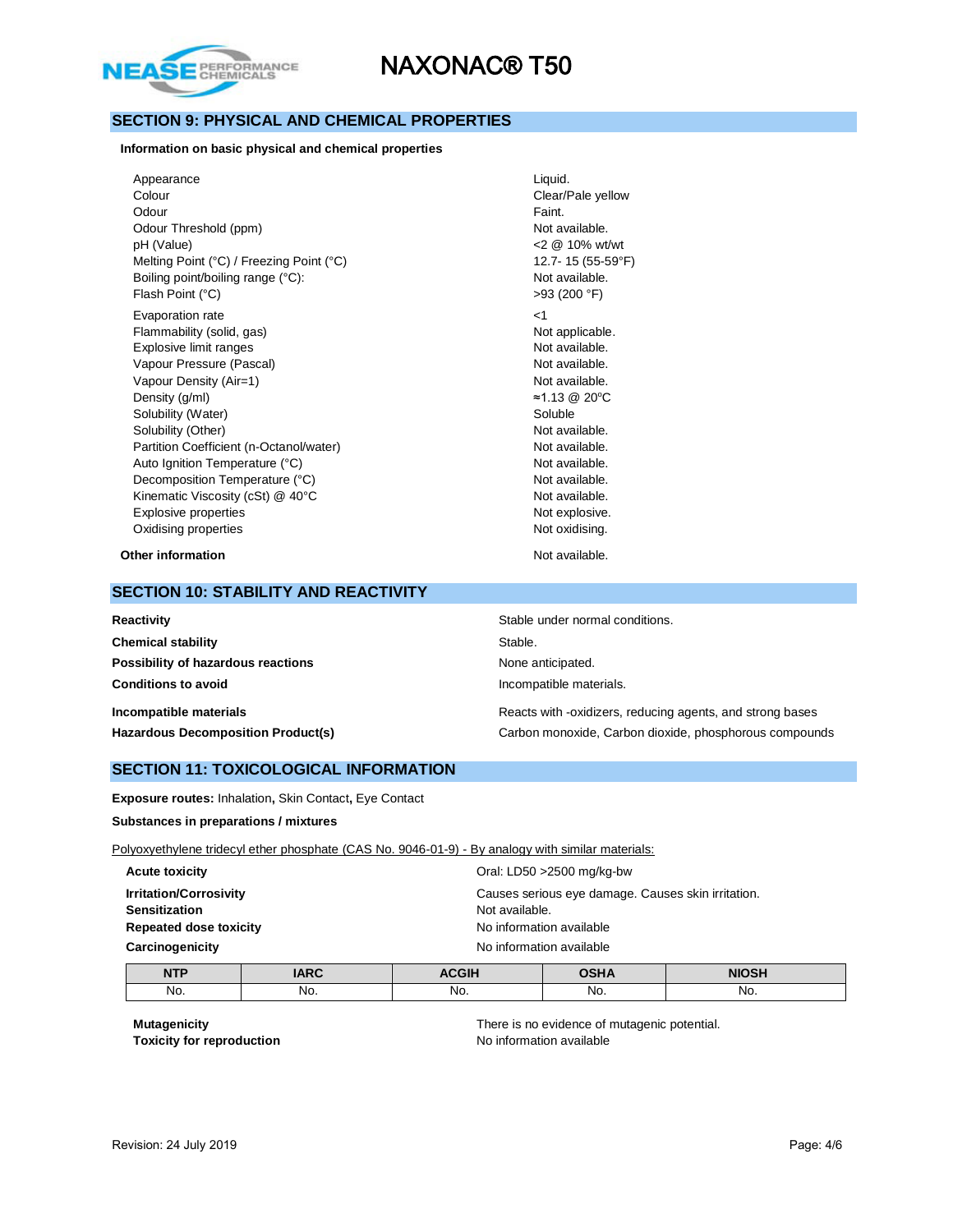## SECTION 9: PHYSICAL AND CHEMICAL PROPERTIES

**Information on basic physical and chemical properties**

| Property | Value |
|---|---|
| Appearance | Liquid. |
| Colour | Clear/Pale yellow |
| Odour | Faint. |
| Odour Threshold (ppm) | Not available. |
| pH (Value) | <2 @ 10% wt/wt |
| Melting Point (°C) / Freezing Point (°C) | 12.7- 15 (55-59°F) |
| Boiling point/boiling range (°C): | Not available. |
| Flash Point (°C) | >93 (200 °F) |
| Evaporation rate | <1 |
| Flammability (solid, gas) | Not applicable. |
| Explosive limit ranges | Not available. |
| Vapour Pressure (Pascal) | Not available. |
| Vapour Density (Air=1) | Not available. |
| Density (g/ml) | ≈1.13 @ 20°C |
| Solubility (Water) | Soluble |
| Solubility (Other) | Not available. |
| Partition Coefficient (n-Octanol/water) | Not available. |
| Auto Ignition Temperature (°C) | Not available. |
| Decomposition Temperature (°C) | Not available. |
| Kinematic Viscosity (cSt) @ 40°C | Not available. |
| Explosive properties | Not explosive. |
| Oxidising properties | Not oxidising. |

**Other information** Not available.

## SECTION 10: STABILITY AND REACTIVITY

| | |
|---|---|
| **Reactivity** | Stable under normal conditions. |
| **Chemical stability** | Stable. |
| **Possibility of hazardous reactions** | None anticipated. |
| **Conditions to avoid** | Incompatible materials. |
| **Incompatible materials** | Reacts with -oxidizers, reducing agents, and strong bases |
| **Hazardous Decomposition Product(s)** | Carbon monoxide, Carbon dioxide, phosphorous compounds |

## SECTION 11: TOXICOLOGICAL INFORMATION

**Exposure routes:** Inhalation**,** Skin Contact**,** Eye Contact

**Substances in preparations / mixtures**

Polyoxyethylene tridecyl ether phosphate (CAS No. 9046-01-9) - By analogy with similar materials:

| | |
|---|---|
| **Acute toxicity** | Oral: LD50 >2500 mg/kg-bw |
| **Irritation/Corrosivity** | Causes serious eye damage. Causes skin irritation. |
| **Sensitization** | Not available. |
| **Repeated dose toxicity** | No information available |
| **Carcinogenicity** | No information available |

| NTP | IARC | ACGIH | OSHA | NIOSH |
|---|---|---|---|---|
| No. | No. | No. | No. | No. |

| | |
|---|---|
| **Mutagenicity** | There is no evidence of mutagenic potential. |
| **Toxicity for reproduction** | No information available |

Revision: 24 July 2019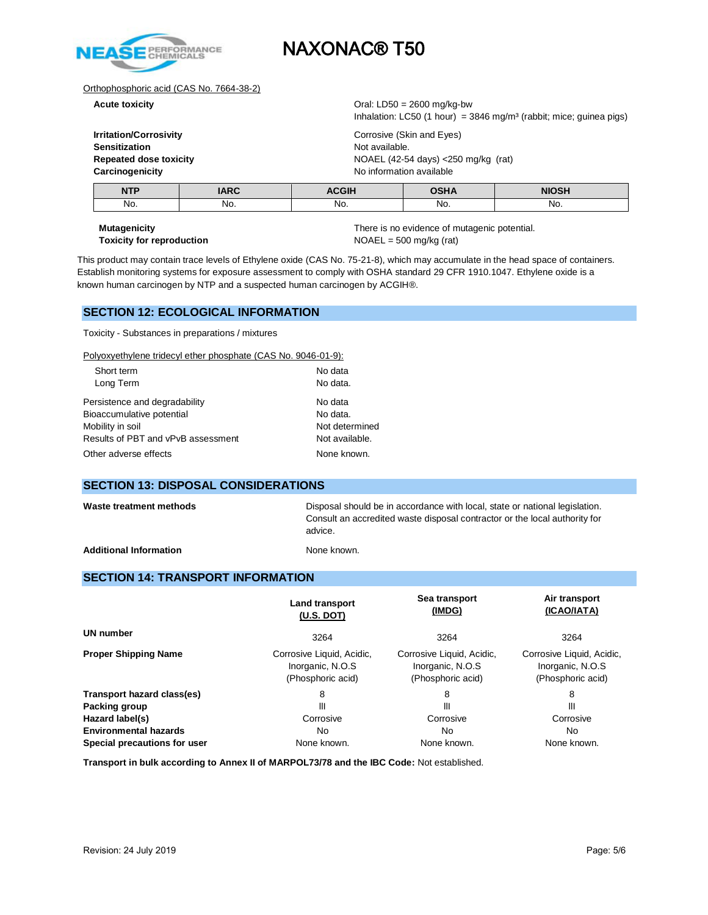Orthophosphoric acid (CAS No. 7664-38-2)

| | |
|---|---|
| **Acute toxicity** | Oral: LD50 = 2600 mg/kg-bw<br>Inhalation: LC50 (1 hour) = 3846 mg/m³ (rabbit; mice; guinea pigs) |
| **Irritation/Corrosivity** | Corrosive (Skin and Eyes) |
| **Sensitization** | Not available. |
| **Repeated dose toxicity** | NOAEL (42-54 days) <250 mg/kg (rat) |
| **Carcinogenicity** | No information available |

| NTP | IARC | ACGIH | OSHA | NIOSH |
|---|---|---|---|---|
| No. | No. | No. | No. | No. |

| | |
|---|---|
| **Mutagenicity** | There is no evidence of mutagenic potential. |
| **Toxicity for reproduction** | NOAEL = 500 mg/kg (rat) |

This product may contain trace levels of Ethylene oxide (CAS No. 75-21-8), which may accumulate in the head space of containers. Establish monitoring systems for exposure assessment to comply with OSHA standard 29 CFR 1910.1047. Ethylene oxide is a known human carcinogen by NTP and a suspected human carcinogen by ACGIH®.

## SECTION 12: ECOLOGICAL INFORMATION

Toxicity - Substances in preparations / mixtures

Polyoxyethylene tridecyl ether phosphate (CAS No. 9046-01-9):

| | |
|---|---|
| Short term | No data |
| Long Term | No data. |
| Persistence and degradability | No data |
| Bioaccumulative potential | No data. |
| Mobility in soil | Not determined |
| Results of PBT and vPvB assessment | Not available. |
| Other adverse effects | None known. |

## SECTION 13: DISPOSAL CONSIDERATIONS

| | |
|---|---|
| **Waste treatment methods** | Disposal should be in accordance with local, state or national legislation. Consult an accredited waste disposal contractor or the local authority for advice. |
| **Additional Information** | None known. |

## SECTION 14: TRANSPORT INFORMATION

| | Land transport (U.S. DOT) | Sea transport (IMDG) | Air transport (ICAO/IATA) |
|---|---|---|---|
| **UN number** | 3264 | 3264 | 3264 |
| **Proper Shipping Name** | Corrosive Liquid, Acidic, Inorganic, N.O.S (Phosphoric acid) | Corrosive Liquid, Acidic, Inorganic, N.O.S (Phosphoric acid) | Corrosive Liquid, Acidic, Inorganic, N.O.S (Phosphoric acid) |
| **Transport hazard class(es)** | 8 | 8 | 8 |
| **Packing group** | III | III | III |
| **Hazard label(s)** | Corrosive | Corrosive | Corrosive |
| **Environmental hazards** | No | No | No |
| **Special precautions for user** | None known. | None known. | None known. |

**Transport in bulk according to Annex II of MARPOL73/78 and the IBC Code:** Not established.

Revision: 24 July 2019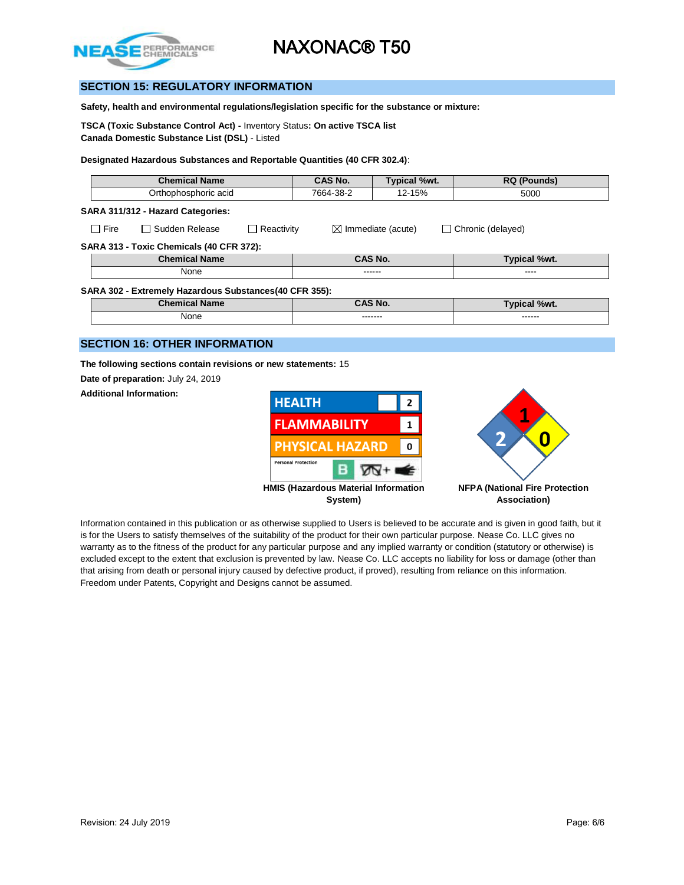# NAXONAC® T50

## SECTION 15: REGULATORY INFORMATION

**Safety, health and environmental regulations/legislation specific for the substance or mixture:**

**TSCA (Toxic Substance Control Act) -** Inventory Status**: On active TSCA list**
**Canada Domestic Substance List (DSL)** - Listed

**Designated Hazardous Substances and Reportable Quantities (40 CFR 302.4)**:

| Chemical Name | CAS No. | Typical %wt. | RQ (Pounds) |
|---|---|---|---|
| Orthophosphoric acid | 7664-38-2 | 12-15% | 5000 |

**SARA 311/312 - Hazard Categories:**

☐ Fire ☐ Sudden Release ☐ Reactivity ☒ Immediate (acute) ☐ Chronic (delayed)

**SARA 313 - Toxic Chemicals (40 CFR 372):**

| Chemical Name | CAS No. | Typical %wt. |
|---|---|---|
| None | ------ | ---- |

**SARA 302 - Extremely Hazardous Substances(40 CFR 355):**

| Chemical Name | CAS No. | Typical %wt. |
|---|---|---|
| None | ------- | ------ |

## SECTION 16: OTHER INFORMATION

**The following sections contain revisions or new statements:** 15

**Date of preparation:** July 24, 2019

**Additional Information:**

HEALTH 2
FLAMMABILITY 1
PHYSICAL HAZARD 0
Personal Protection B

**HMIS (Hazardous Material Information System)**

1
2 0

**NFPA (National Fire Protection Association)**

Information contained in this publication or as otherwise supplied to Users is believed to be accurate and is given in good faith, but it is for the Users to satisfy themselves of the suitability of the product for their own particular purpose. Nease Co. LLC gives no warranty as to the fitness of the product for any particular purpose and any implied warranty or condition (statutory or otherwise) is excluded except to the extent that exclusion is prevented by law. Nease Co. LLC accepts no liability for loss or damage (other than that arising from death or personal injury caused by defective product, if proved), resulting from reliance on this information. Freedom under Patents, Copyright and Designs cannot be assumed.

Revision: 24 July 2019